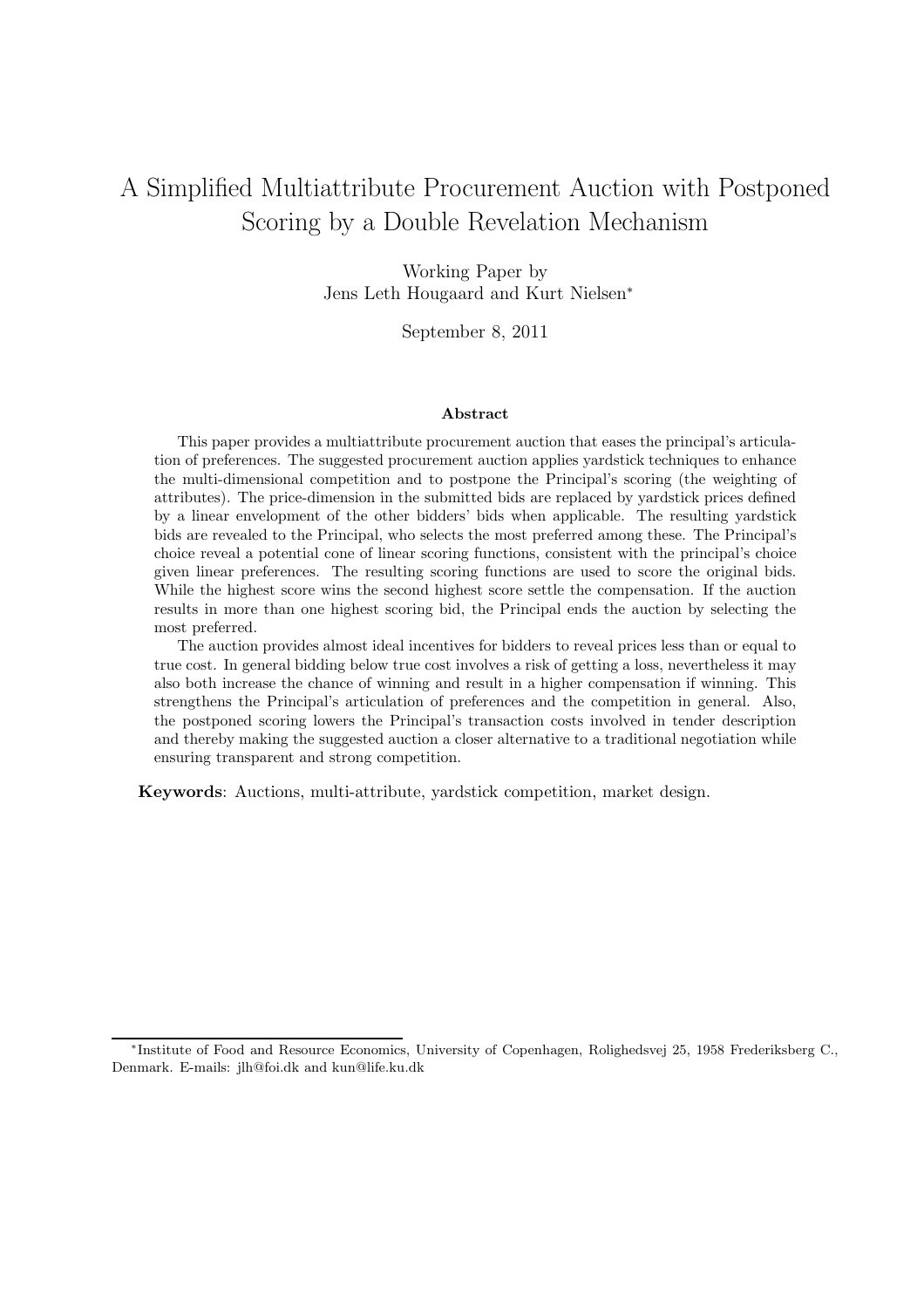# A Simplified Multiattribute Procurement Auction with Postponed Scoring by a Double Revelation Mechanism

Working Paper by
Jens Leth Hougaard and Kurt Nielsen*

September 8, 2011

### Abstract

This paper provides a multiattribute procurement auction that eases the principal's articulation of preferences. The suggested procurement auction applies yardstick techniques to enhance the multi-dimensional competition and to postpone the Principal's scoring (the weighting of attributes). The price-dimension in the submitted bids are replaced by yardstick prices defined by a linear envelopment of the other bidders' bids when applicable. The resulting yardstick bids are revealed to the Principal, who selects the most preferred among these. The Principal's choice reveal a potential cone of linear scoring functions, consistent with the principal's choice given linear preferences. The resulting scoring functions are used to score the original bids. While the highest score wins the second highest score settle the compensation. If the auction results in more than one highest scoring bid, the Principal ends the auction by selecting the most preferred.

The auction provides almost ideal incentives for bidders to reveal prices less than or equal to true cost. In general bidding below true cost involves a risk of getting a loss, nevertheless it may also both increase the chance of winning and result in a higher compensation if winning. This strengthens the Principal's articulation of preferences and the competition in general. Also, the postponed scoring lowers the Principal's transaction costs involved in tender description and thereby making the suggested auction a closer alternative to a traditional negotiation while ensuring transparent and strong competition.

**Keywords**: Auctions, multi-attribute, yardstick competition, market design.

---

*Institute of Food and Resource Economics, University of Copenhagen, Rolighedsvej 25, 1958 Frederiksberg C., Denmark. E-mails: jlh@foi.dk and kun@life.ku.dk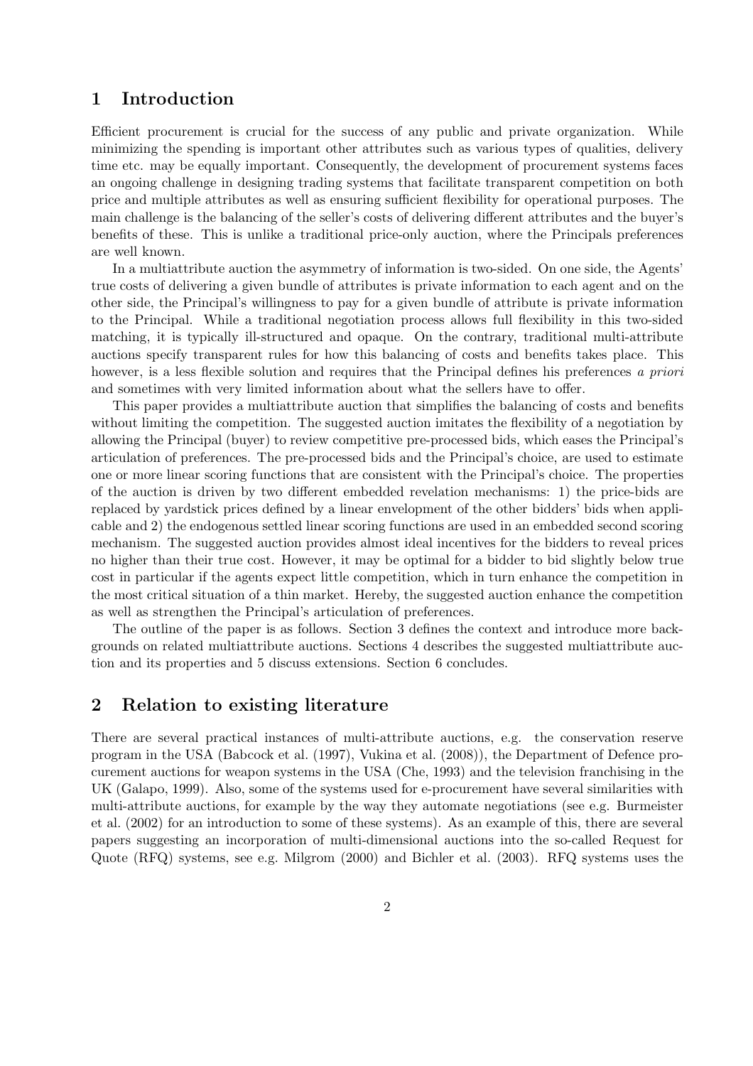# 1 Introduction

Efficient procurement is crucial for the success of any public and private organization. While minimizing the spending is important other attributes such as various types of qualities, delivery time etc. may be equally important. Consequently, the development of procurement systems faces an ongoing challenge in designing trading systems that facilitate transparent competition on both price and multiple attributes as well as ensuring sufficient flexibility for operational purposes. The main challenge is the balancing of the seller's costs of delivering different attributes and the buyer's benefits of these. This is unlike a traditional price-only auction, where the Principals preferences are well known.

In a multiattribute auction the asymmetry of information is two-sided. On one side, the Agents' true costs of delivering a given bundle of attributes is private information to each agent and on the other side, the Principal's willingness to pay for a given bundle of attribute is private information to the Principal. While a traditional negotiation process allows full flexibility in this two-sided matching, it is typically ill-structured and opaque. On the contrary, traditional multi-attribute auctions specify transparent rules for how this balancing of costs and benefits takes place. This however, is a less flexible solution and requires that the Principal defines his preferences *a priori* and sometimes with very limited information about what the sellers have to offer.

This paper provides a multiattribute auction that simplifies the balancing of costs and benefits without limiting the competition. The suggested auction imitates the flexibility of a negotiation by allowing the Principal (buyer) to review competitive pre-processed bids, which eases the Principal's articulation of preferences. The pre-processed bids and the Principal's choice, are used to estimate one or more linear scoring functions that are consistent with the Principal's choice. The properties of the auction is driven by two different embedded revelation mechanisms: 1) the price-bids are replaced by yardstick prices defined by a linear envelopment of the other bidders' bids when applicable and 2) the endogenous settled linear scoring functions are used in an embedded second scoring mechanism. The suggested auction provides almost ideal incentives for the bidders to reveal prices no higher than their true cost. However, it may be optimal for a bidder to bid slightly below true cost in particular if the agents expect little competition, which in turn enhance the competition in the most critical situation of a thin market. Hereby, the suggested auction enhance the competition as well as strengthen the Principal's articulation of preferences.

The outline of the paper is as follows. Section 3 defines the context and introduce more backgrounds on related multiattribute auctions. Sections 4 describes the suggested multiattribute auction and its properties and 5 discuss extensions. Section 6 concludes.

# 2 Relation to existing literature

There are several practical instances of multi-attribute auctions, e.g. the conservation reserve program in the USA (Babcock et al. (1997), Vukina et al. (2008)), the Department of Defence procurement auctions for weapon systems in the USA (Che, 1993) and the television franchising in the UK (Galapo, 1999). Also, some of the systems used for e-procurement have several similarities with multi-attribute auctions, for example by the way they automate negotiations (see e.g. Burmeister et al. (2002) for an introduction to some of these systems). As an example of this, there are several papers suggesting an incorporation of multi-dimensional auctions into the so-called Request for Quote (RFQ) systems, see e.g. Milgrom (2000) and Bichler et al. (2003). RFQ systems uses the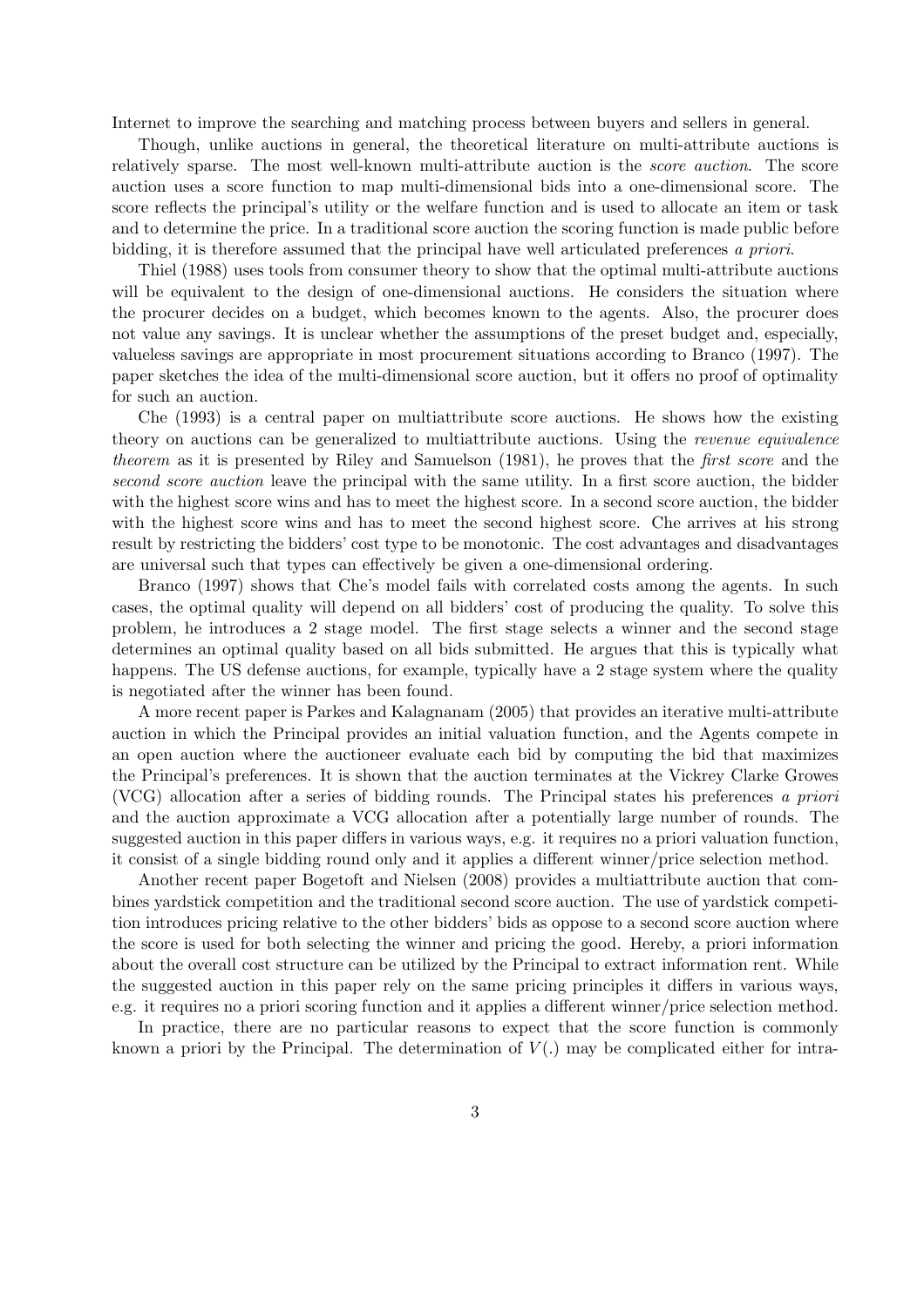Internet to improve the searching and matching process between buyers and sellers in general.

Though, unlike auctions in general, the theoretical literature on multi-attribute auctions is relatively sparse. The most well-known multi-attribute auction is the *score auction*. The score auction uses a score function to map multi-dimensional bids into a one-dimensional score. The score reflects the principal's utility or the welfare function and is used to allocate an item or task and to determine the price. In a traditional score auction the scoring function is made public before bidding, it is therefore assumed that the principal have well articulated preferences *a priori*.

Thiel (1988) uses tools from consumer theory to show that the optimal multi-attribute auctions will be equivalent to the design of one-dimensional auctions. He considers the situation where the procurer decides on a budget, which becomes known to the agents. Also, the procurer does not value any savings. It is unclear whether the assumptions of the preset budget and, especially, valueless savings are appropriate in most procurement situations according to Branco (1997). The paper sketches the idea of the multi-dimensional score auction, but it offers no proof of optimality for such an auction.

Che (1993) is a central paper on multiattribute score auctions. He shows how the existing theory on auctions can be generalized to multiattribute auctions. Using the *revenue equivalence theorem* as it is presented by Riley and Samuelson (1981), he proves that the *first score* and the *second score auction* leave the principal with the same utility. In a first score auction, the bidder with the highest score wins and has to meet the highest score. In a second score auction, the bidder with the highest score wins and has to meet the second highest score. Che arrives at his strong result by restricting the bidders' cost type to be monotonic. The cost advantages and disadvantages are universal such that types can effectively be given a one-dimensional ordering.

Branco (1997) shows that Che's model fails with correlated costs among the agents. In such cases, the optimal quality will depend on all bidders' cost of producing the quality. To solve this problem, he introduces a 2 stage model. The first stage selects a winner and the second stage determines an optimal quality based on all bids submitted. He argues that this is typically what happens. The US defense auctions, for example, typically have a 2 stage system where the quality is negotiated after the winner has been found.

A more recent paper is Parkes and Kalagnanam (2005) that provides an iterative multi-attribute auction in which the Principal provides an initial valuation function, and the Agents compete in an open auction where the auctioneer evaluate each bid by computing the bid that maximizes the Principal's preferences. It is shown that the auction terminates at the Vickrey Clarke Growes (VCG) allocation after a series of bidding rounds. The Principal states his preferences *a priori* and the auction approximate a VCG allocation after a potentially large number of rounds. The suggested auction in this paper differs in various ways, e.g. it requires no a priori valuation function, it consist of a single bidding round only and it applies a different winner/price selection method.

Another recent paper Bogetoft and Nielsen (2008) provides a multiattribute auction that combines yardstick competition and the traditional second score auction. The use of yardstick competition introduces pricing relative to the other bidders' bids as oppose to a second score auction where the score is used for both selecting the winner and pricing the good. Hereby, a priori information about the overall cost structure can be utilized by the Principal to extract information rent. While the suggested auction in this paper rely on the same pricing principles it differs in various ways, e.g. it requires no a priori scoring function and it applies a different winner/price selection method.

In practice, there are no particular reasons to expect that the score function is commonly known a priori by the Principal. The determination of $V(.)$ may be complicated either for intra-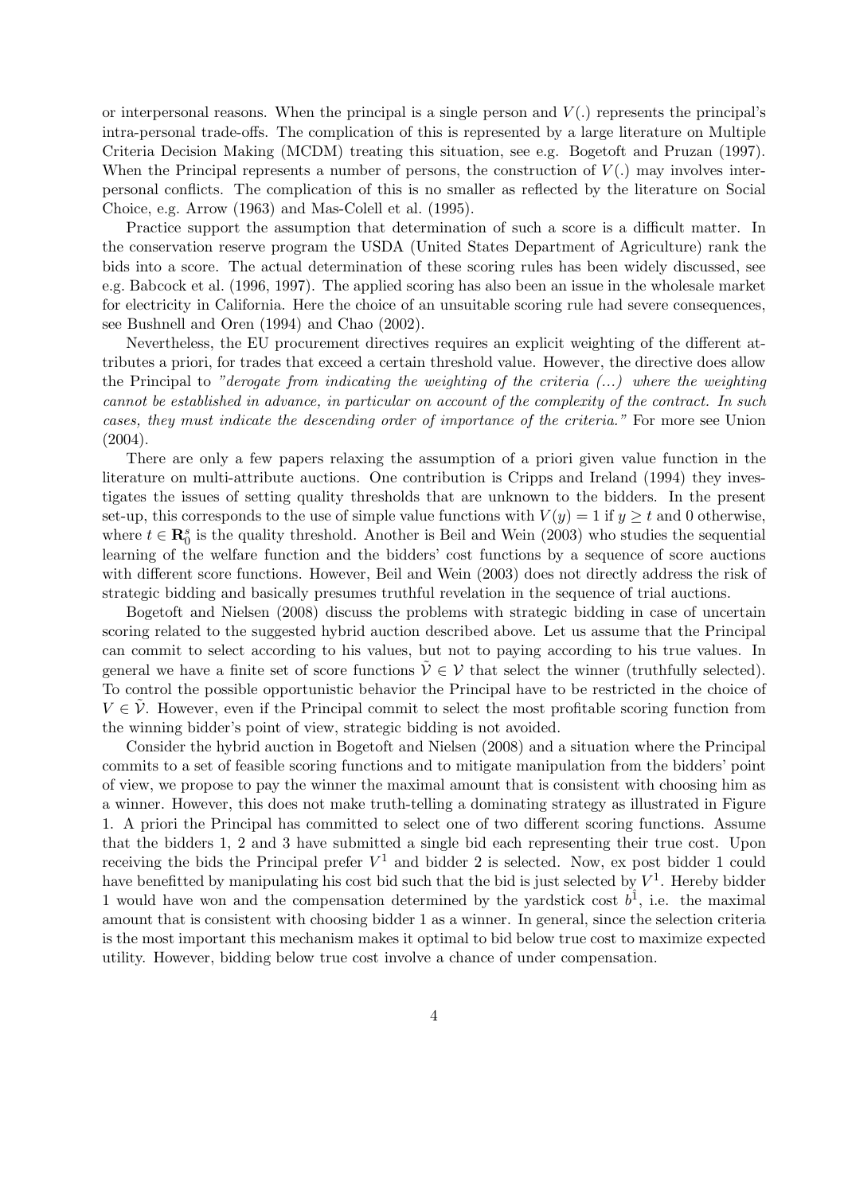or interpersonal reasons. When the principal is a single person and $V(.)$ represents the principal's intra-personal trade-offs. The complication of this is represented by a large literature on Multiple Criteria Decision Making (MCDM) treating this situation, see e.g. Bogetoft and Pruzan (1997). When the Principal represents a number of persons, the construction of $V(.)$ may involves inter-personal conflicts. The complication of this is no smaller as reflected by the literature on Social Choice, e.g. Arrow (1963) and Mas-Colell et al. (1995).

Practice support the assumption that determination of such a score is a difficult matter. In the conservation reserve program the USDA (United States Department of Agriculture) rank the bids into a score. The actual determination of these scoring rules has been widely discussed, see e.g. Babcock et al. (1996, 1997). The applied scoring has also been an issue in the wholesale market for electricity in California. Here the choice of an unsuitable scoring rule had severe consequences, see Bushnell and Oren (1994) and Chao (2002).

Nevertheless, the EU procurement directives requires an explicit weighting of the different attributes a priori, for trades that exceed a certain threshold value. However, the directive does allow the Principal to *"derogate from indicating the weighting of the criteria (...) where the weighting cannot be established in advance, in particular on account of the complexity of the contract. In such cases, they must indicate the descending order of importance of the criteria."* For more see Union (2004).

There are only a few papers relaxing the assumption of a priori given value function in the literature on multi-attribute auctions. One contribution is Cripps and Ireland (1994) they investigates the issues of setting quality thresholds that are unknown to the bidders. In the present set-up, this corresponds to the use of simple value functions with $V(y) = 1$ if $y \geq t$ and 0 otherwise, where $t \in \mathbf{R}_0^s$ is the quality threshold. Another is Beil and Wein (2003) who studies the sequential learning of the welfare function and the bidders' cost functions by a sequence of score auctions with different score functions. However, Beil and Wein (2003) does not directly address the risk of strategic bidding and basically presumes truthful revelation in the sequence of trial auctions.

Bogetoft and Nielsen (2008) discuss the problems with strategic bidding in case of uncertain scoring related to the suggested hybrid auction described above. Let us assume that the Principal can commit to select according to his values, but not to paying according to his true values. In general we have a finite set of score functions $\tilde{\mathcal{V}} \in \mathcal{V}$ that select the winner (truthfully selected). To control the possible opportunistic behavior the Principal have to be restricted in the choice of $V \in \tilde{\mathcal{V}}$. However, even if the Principal commit to select the most profitable scoring function from the winning bidder's point of view, strategic bidding is not avoided.

Consider the hybrid auction in Bogetoft and Nielsen (2008) and a situation where the Principal commits to a set of feasible scoring functions and to mitigate manipulation from the bidders' point of view, we propose to pay the winner the maximal amount that is consistent with choosing him as a winner. However, this does not make truth-telling a dominating strategy as illustrated in Figure 1. A priori the Principal has committed to select one of two different scoring functions. Assume that the bidders 1, 2 and 3 have submitted a single bid each representing their true cost. Upon receiving the bids the Principal prefer $V^1$ and bidder 2 is selected. Now, ex post bidder 1 could have benefitted by manipulating his cost bid such that the bid is just selected by $V^1$. Hereby bidder 1 would have won and the compensation determined by the yardstick cost $\hat{b^1}$, i.e. the maximal amount that is consistent with choosing bidder 1 as a winner. In general, since the selection criteria is the most important this mechanism makes it optimal to bid below true cost to maximize expected utility. However, bidding below true cost involve a chance of under compensation.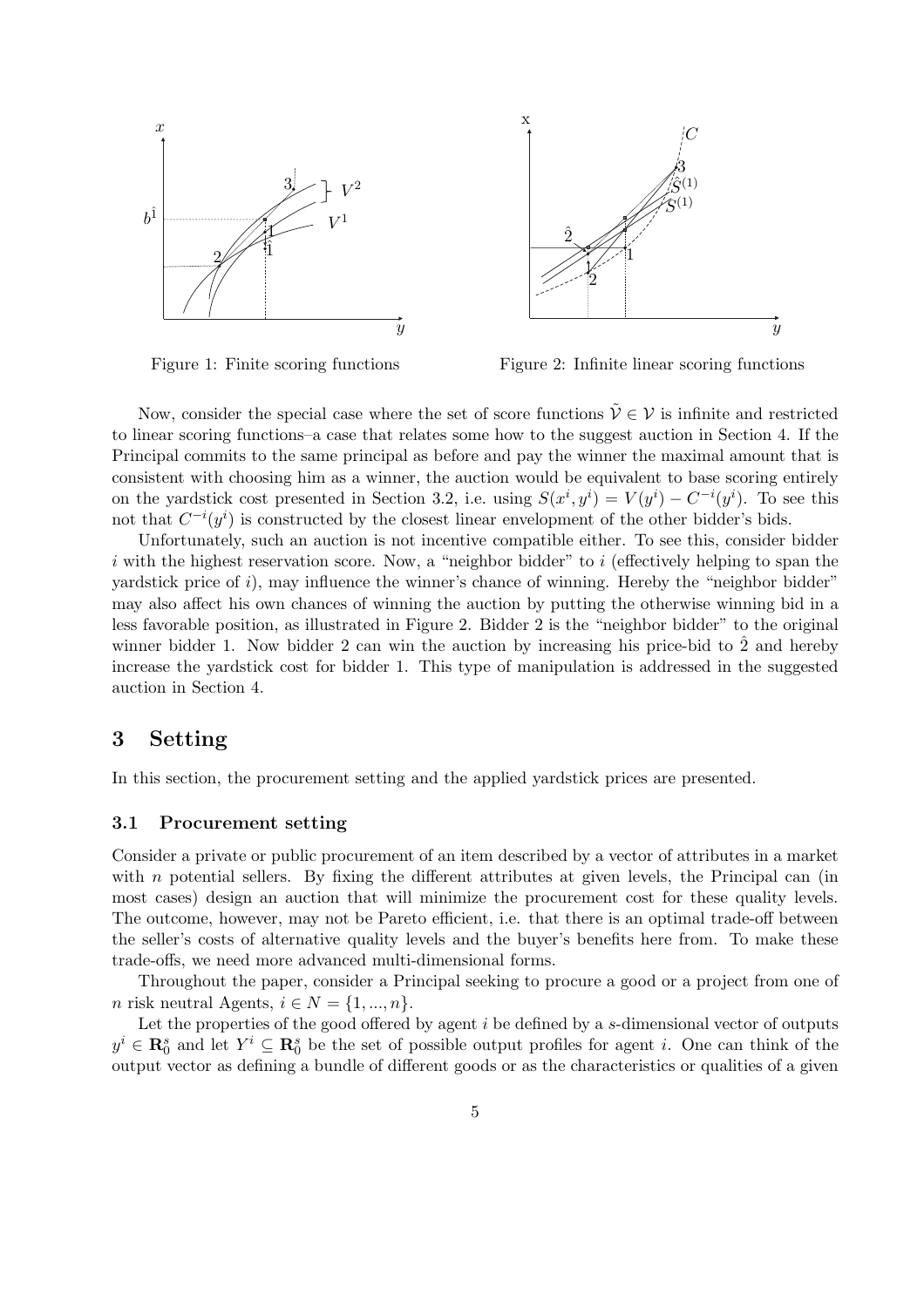Figure 1: Finite scoring functions

Figure 2: Infinite linear scoring functions

Now, consider the special case where the set of score functions $\tilde{\mathcal{V}} \in \mathcal{V}$ is infinite and restricted to linear scoring functions–a case that relates some how to the suggest auction in Section 4. If the Principal commits to the same principal as before and pay the winner the maximal amount that is consistent with choosing him as a winner, the auction would be equivalent to base scoring entirely on the yardstick cost presented in Section 3.2, i.e. using $S(x^i, y^i) = V(y^i) - C^{-i}(y^i)$. To see this not that $C^{-i}(y^i)$ is constructed by the closest linear envelopment of the other bidder's bids.

Unfortunately, such an auction is not incentive compatible either. To see this, consider bidder $i$ with the highest reservation score. Now, a "neighbor bidder" to $i$ (effectively helping to span the yardstick price of $i$), may influence the winner's chance of winning. Hereby the "neighbor bidder" may also affect his own chances of winning the auction by putting the otherwise winning bid in a less favorable position, as illustrated in Figure 2. Bidder 2 is the "neighbor bidder" to the original winner bidder 1. Now bidder 2 can win the auction by increasing his price-bid to $\hat{2}$ and hereby increase the yardstick cost for bidder 1. This type of manipulation is addressed in the suggested auction in Section 4.

## 3 Setting

In this section, the procurement setting and the applied yardstick prices are presented.

### 3.1 Procurement setting

Consider a private or public procurement of an item described by a vector of attributes in a market with $n$ potential sellers. By fixing the different attributes at given levels, the Principal can (in most cases) design an auction that will minimize the procurement cost for these quality levels. The outcome, however, may not be Pareto efficient, i.e. that there is an optimal trade-off between the seller's costs of alternative quality levels and the buyer's benefits here from. To make these trade-offs, we need more advanced multi-dimensional forms.

Throughout the paper, consider a Principal seeking to procure a good or a project from one of $n$ risk neutral Agents, $i \in N = \{1, ..., n\}$.

Let the properties of the good offered by agent $i$ be defined by a $s$-dimensional vector of outputs $y^i \in \mathbf{R}_0^s$ and let $Y^i \subseteq \mathbf{R}_0^s$ be the set of possible output profiles for agent $i$. One can think of the output vector as defining a bundle of different goods or as the characteristics or qualities of a given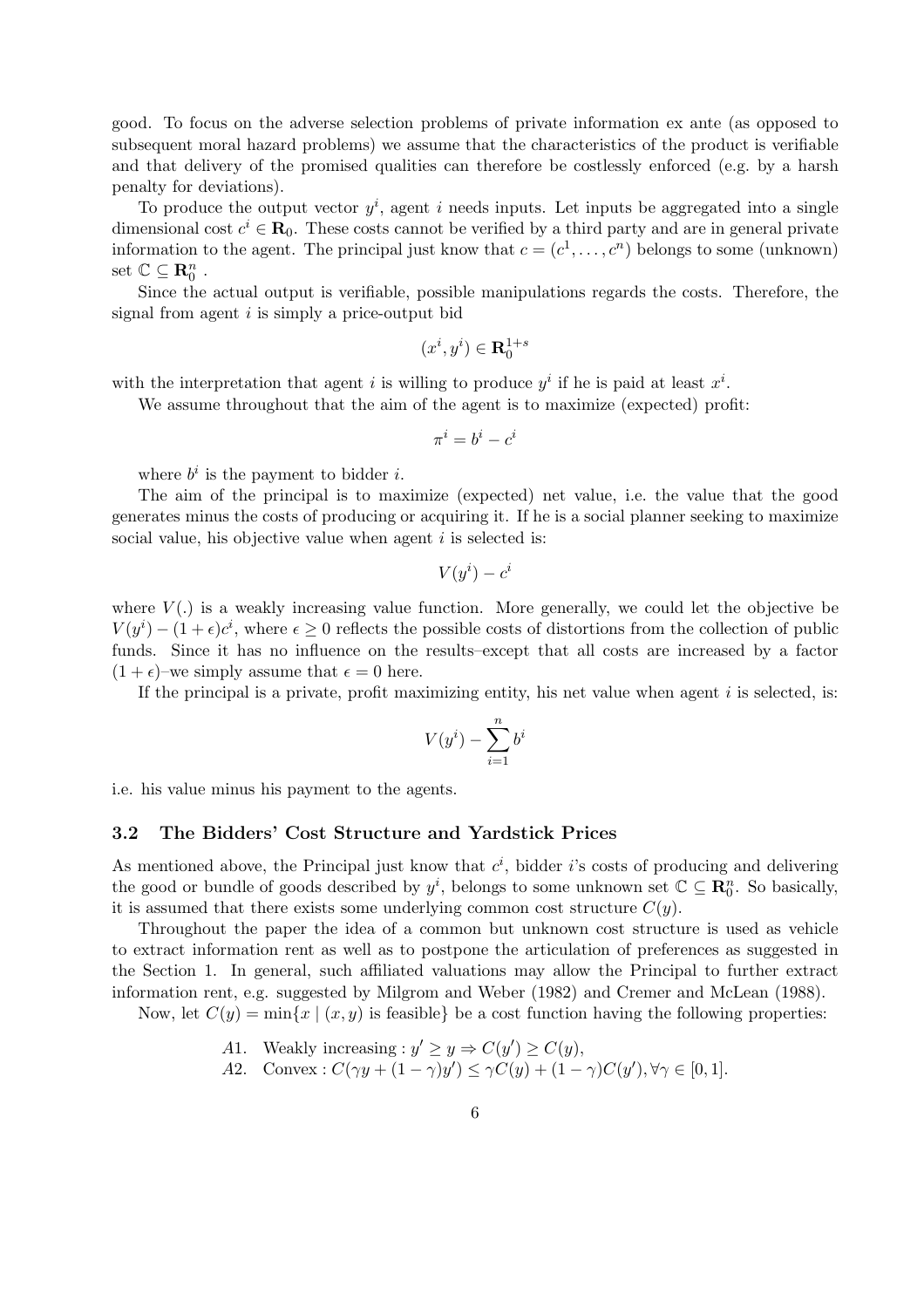good. To focus on the adverse selection problems of private information ex ante (as opposed to subsequent moral hazard problems) we assume that the characteristics of the product is verifiable and that delivery of the promised qualities can therefore be costlessly enforced (e.g. by a harsh penalty for deviations).

To produce the output vector $y^i$, agent $i$ needs inputs. Let inputs be aggregated into a single dimensional cost $c^i \in \mathbf{R}_0$. These costs cannot be verified by a third party and are in general private information to the agent. The principal just know that $c = (c^1, \ldots, c^n)$ belongs to some (unknown) set $\mathbb{C} \subseteq \mathbf{R}_0^n$ .

Since the actual output is verifiable, possible manipulations regards the costs. Therefore, the signal from agent $i$ is simply a price-output bid

$$(x^i, y^i) \in \mathbf{R}_0^{1+s}$$

with the interpretation that agent $i$ is willing to produce $y^i$ if he is paid at least $x^i$.

We assume throughout that the aim of the agent is to maximize (expected) profit:

$$\pi^i = b^i - c^i$$

where $b^i$ is the payment to bidder $i$.

The aim of the principal is to maximize (expected) net value, i.e. the value that the good generates minus the costs of producing or acquiring it. If he is a social planner seeking to maximize social value, his objective value when agent $i$ is selected is:

$$V(y^i) - c^i$$

where $V(.)$ is a weakly increasing value function. More generally, we could let the objective be $V(y^i) - (1+\epsilon)c^i$, where $\epsilon \geq 0$ reflects the possible costs of distortions from the collection of public funds. Since it has no influence on the results–except that all costs are increased by a factor $(1+\epsilon)$–we simply assume that $\epsilon = 0$ here.

If the principal is a private, profit maximizing entity, his net value when agent $i$ is selected, is:

$$V(y^i) - \sum_{i=1}^{n} b^i$$

i.e. his value minus his payment to the agents.

### 3.2 The Bidders' Cost Structure and Yardstick Prices

As mentioned above, the Principal just know that $c^i$, bidder $i$'s costs of producing and delivering the good or bundle of goods described by $y^i$, belongs to some unknown set $\mathbb{C} \subseteq \mathbf{R}_0^n$. So basically, it is assumed that there exists some underlying common cost structure $C(y)$.

Throughout the paper the idea of a common but unknown cost structure is used as vehicle to extract information rent as well as to postpone the articulation of preferences as suggested in the Section 1. In general, such affiliated valuations may allow the Principal to further extract information rent, e.g. suggested by Milgrom and Weber (1982) and Cremer and McLean (1988).

Now, let $C(y) = \min\{x \mid (x, y) \text{ is feasible}\}$ be a cost function having the following properties:

- $A1.$ Weakly increasing : $y' \geq y \Rightarrow C(y') \geq C(y)$,
- $A2.$ Convex : $C(\gamma y + (1-\gamma)y') \leq \gamma C(y) + (1-\gamma)C(y'), \forall \gamma \in [0, 1]$.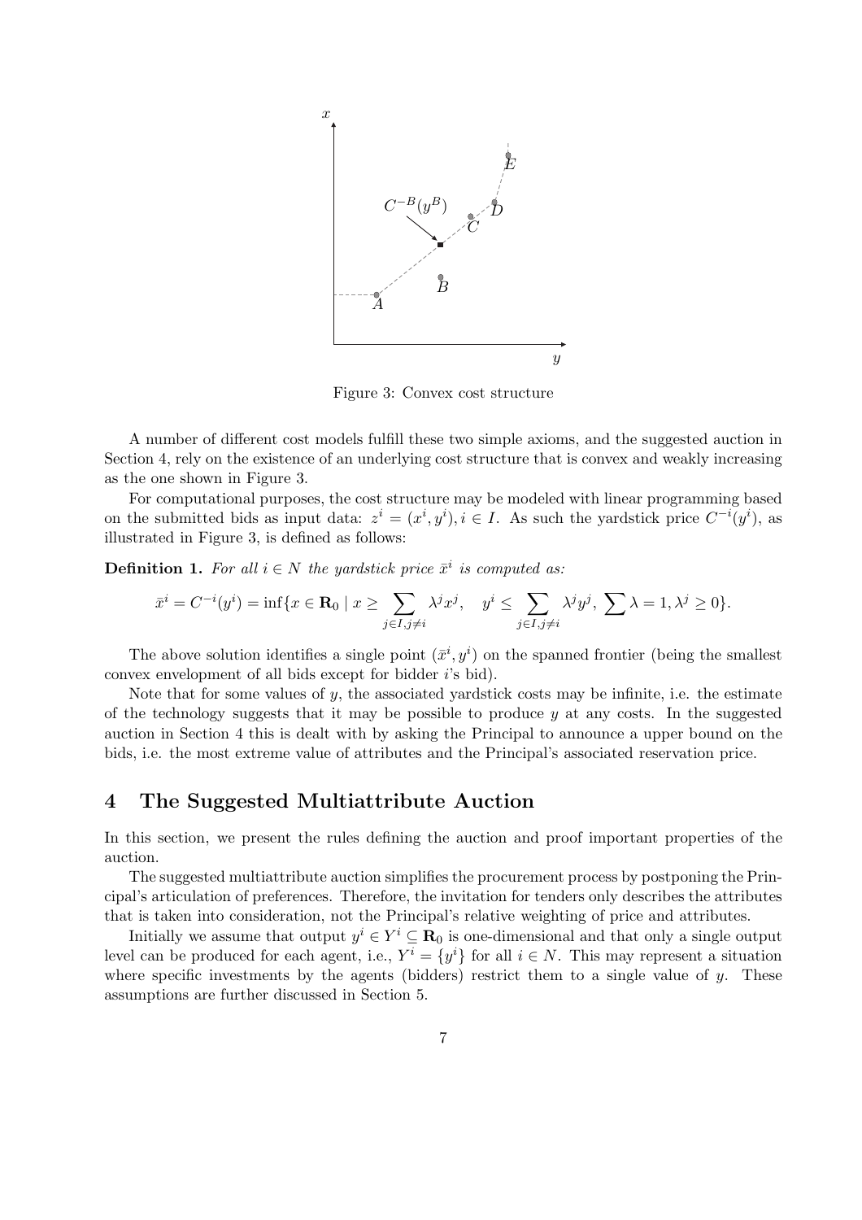Figure 3: Convex cost structure

A number of different cost models fulfill these two simple axioms, and the suggested auction in Section 4, rely on the existence of an underlying cost structure that is convex and weakly increasing as the one shown in Figure 3.

For computational purposes, the cost structure may be modeled with linear programming based on the submitted bids as input data: $z^i = (x^i, y^i), i \in I$. As such the yardstick price $C^{-i}(y^i)$, as illustrated in Figure 3, is defined as follows:

**Definition 1.** *For all $i \in N$ the yardstick price $\bar{x}^i$ is computed as:*

$$\bar{x}^i = C^{-i}(y^i) = \inf\{x \in \mathbf{R}_0 \mid x \geq \sum_{j \in I, j \neq i} \lambda^j x^j, \quad y^i \leq \sum_{j \in I, j \neq i} \lambda^j y^j, \ \sum \lambda = 1, \lambda^j \geq 0\}.$$

The above solution identifies a single point $(\bar{x}^i, y^i)$ on the spanned frontier (being the smallest convex envelopment of all bids except for bidder $i$'s bid).

Note that for some values of $y$, the associated yardstick costs may be infinite, i.e. the estimate of the technology suggests that it may be possible to produce $y$ at any costs. In the suggested auction in Section 4 this is dealt with by asking the Principal to announce a upper bound on the bids, i.e. the most extreme value of attributes and the Principal's associated reservation price.

## 4 The Suggested Multiattribute Auction

In this section, we present the rules defining the auction and proof important properties of the auction.

The suggested multiattribute auction simplifies the procurement process by postponing the Principal's articulation of preferences. Therefore, the invitation for tenders only describes the attributes that is taken into consideration, not the Principal's relative weighting of price and attributes.

Initially we assume that output $y^i \in Y^i \subseteq \mathbf{R}_0$ is one-dimensional and that only a single output level can be produced for each agent, i.e., $Y^i = \{y^i\}$ for all $i \in N$. This may represent a situation where specific investments by the agents (bidders) restrict them to a single value of $y$. These assumptions are further discussed in Section 5.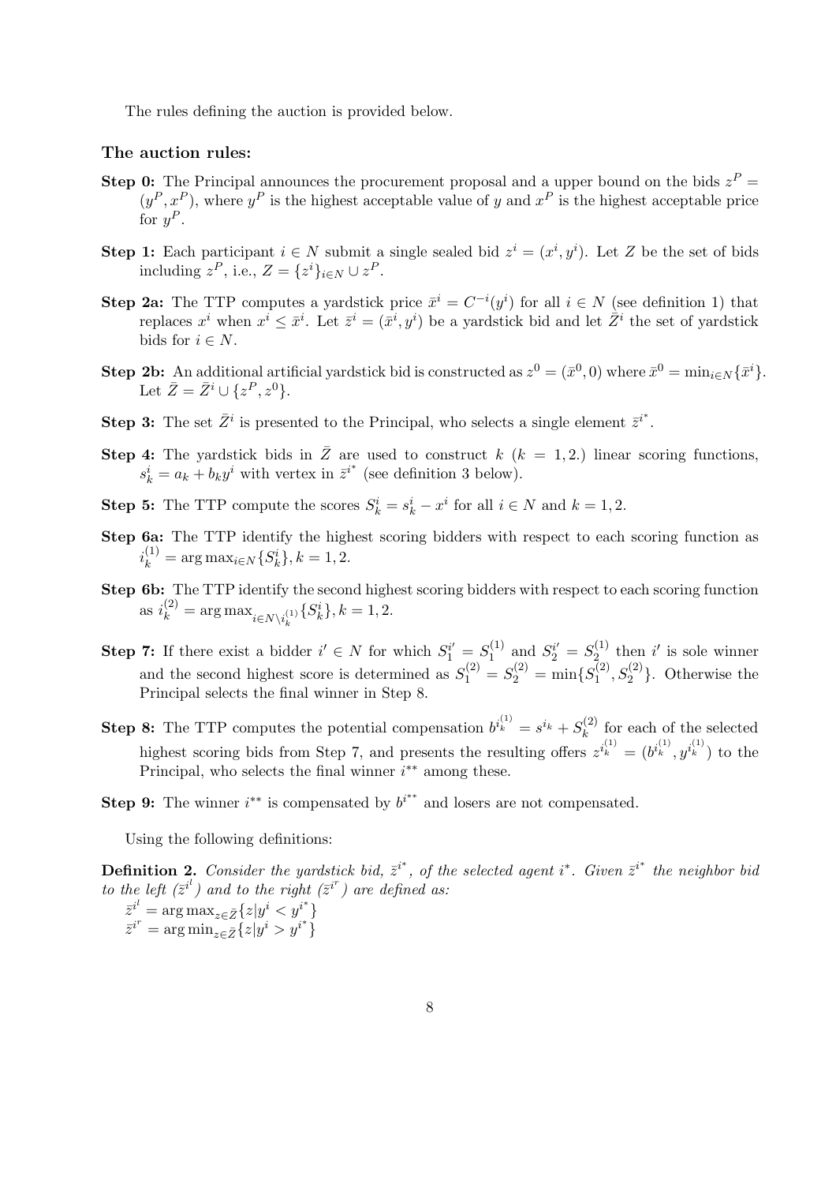The rules defining the auction is provided below.

**The auction rules:**

**Step 0:** The Principal announces the procurement proposal and a upper bound on the bids $z^P = (y^P, x^P)$, where $y^P$ is the highest acceptable value of $y$ and $x^P$ is the highest acceptable price for $y^P$.

**Step 1:** Each participant $i \in N$ submit a single sealed bid $z^i = (x^i, y^i)$. Let $Z$ be the set of bids including $z^P$, i.e., $Z = \{z^i\}_{i \in N} \cup z^P$.

**Step 2a:** The TTP computes a yardstick price $\bar{x}^i = C^{-i}(y^i)$ for all $i \in N$ (see definition 1) that replaces $x^i$ when $x^i \leq \bar{x}^i$. Let $\bar{z}^i = (\bar{x}^i, y^i)$ be a yardstick bid and let $\bar{Z}^i$ the set of yardstick bids for $i \in N$.

**Step 2b:** An additional artificial yardstick bid is constructed as $z^0 = (\bar{x}^0, 0)$ where $\bar{x}^0 = \min_{i \in N}\{\bar{x}^i\}$. Let $\bar{Z} = \bar{Z}^i \cup \{z^P, z^0\}$.

**Step 3:** The set $\bar{Z}^i$ is presented to the Principal, who selects a single element $\bar{z}^{i^*}$.

**Step 4:** The yardstick bids in $\bar{Z}$ are used to construct $k$ $(k = 1, 2.)$ linear scoring functions, $s_k^i = a_k + b_k y^i$ with vertex in $\bar{z}^{i^*}$ (see definition 3 below).

**Step 5:** The TTP compute the scores $S_k^i = s_k^i - x^i$ for all $i \in N$ and $k = 1, 2$.

**Step 6a:** The TTP identify the highest scoring bidders with respect to each scoring function as $i_k^{(1)} = \arg\max_{i \in N}\{S_k^i\}, k = 1, 2$.

**Step 6b:** The TTP identify the second highest scoring bidders with respect to each scoring function as $i_k^{(2)} = \arg\max_{i \in N \setminus i_k^{(1)}}\{S_k^i\}, k = 1, 2$.

**Step 7:** If there exist a bidder $i' \in N$ for which $S_1^{i'} = S_1^{(1)}$ and $S_2^{i'} = S_2^{(1)}$ then $i'$ is sole winner and the second highest score is determined as $S_1^{(2)} = S_2^{(2)} = \min\{S_1^{(2)}, S_2^{(2)}\}$. Otherwise the Principal selects the final winner in Step 8.

**Step 8:** The TTP computes the potential compensation $b^{i_k^{(1)}} = s^{i_k} + S_k^{(2)}$ for each of the selected highest scoring bids from Step 7, and presents the resulting offers $z^{i_k^{(1)}} = (b^{i_k^{(1)}}, y^{i_k^{(1)}})$ to the Principal, who selects the final winner $i^{**}$ among these.

**Step 9:** The winner $i^{**}$ is compensated by $b^{i^{**}}$ and losers are not compensated.

Using the following definitions:

**Definition 2.** *Consider the yardstick bid, $\bar{z}^{i^*}$, of the selected agent $i^*$. Given $\bar{z}^{i^*}$ the neighbor bid to the left ($\bar{z}^{i^l}$) and to the right ($\bar{z}^{i^r}$) are defined as:*

$\bar{z}^{i^l} = \arg\max_{z \in \bar{Z}}\{z | y^i < y^{i^*}\}$

$\bar{z}^{i^r} = \arg\min_{z \in \bar{Z}}\{z | y^i > y^{i^*}\}$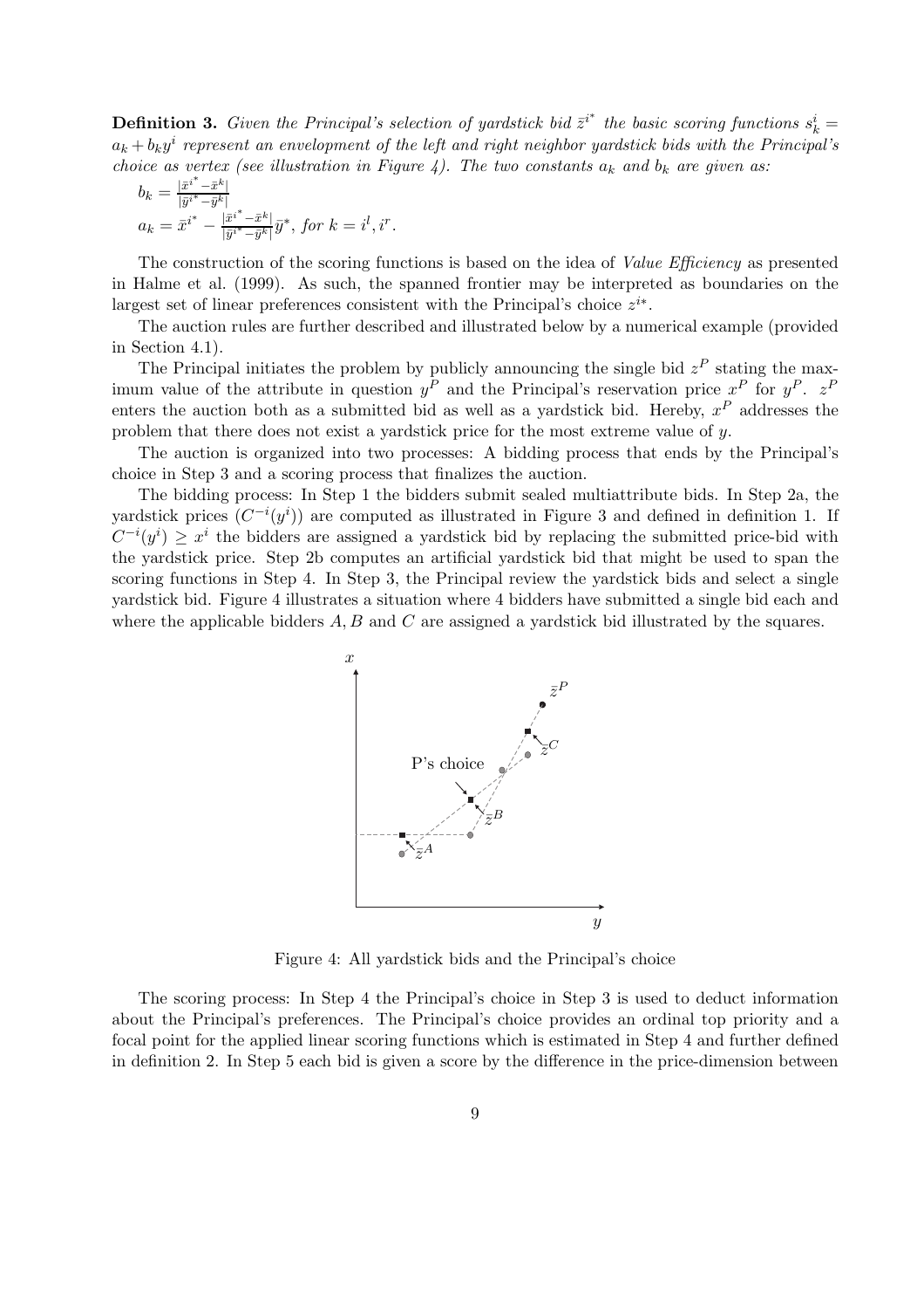**Definition 3.** *Given the Principal's selection of yardstick bid $\bar{z}^{i^*}$ the basic scoring functions $s_k^i = a_k + b_k y^i$ represent an envelopment of the left and right neighbor yardstick bids with the Principal's choice as vertex (see illustration in Figure 4). The two constants $a_k$ and $b_k$ are given as:*

$b_k = \frac{|\bar{x}^{i^*} - \bar{x}^k|}{|\bar{y}^{i^*} - \bar{y}^k|}$

$a_k = \bar{x}^{i^*} - \frac{|\bar{x}^{i^*} - \bar{x}^k|}{|\bar{y}^{i^*} - \bar{y}^k|}\bar{y}^*$*, for* $k = i^l, i^r$.

The construction of the scoring functions is based on the idea of *Value Efficiency* as presented in Halme et al. (1999). As such, the spanned frontier may be interpreted as boundaries on the largest set of linear preferences consistent with the Principal's choice $z^{i*}$.

The auction rules are further described and illustrated below by a numerical example (provided in Section 4.1).

The Principal initiates the problem by publicly announcing the single bid $z^P$ stating the maximum value of the attribute in question $y^P$ and the Principal's reservation price $x^P$ for $y^P$. $z^P$ enters the auction both as a submitted bid as well as a yardstick bid. Hereby, $x^P$ addresses the problem that there does not exist a yardstick price for the most extreme value of $y$.

The auction is organized into two processes: A bidding process that ends by the Principal's choice in Step 3 and a scoring process that finalizes the auction.

The bidding process: In Step 1 the bidders submit sealed multiattribute bids. In Step 2a, the yardstick prices $(C^{-i}(y^i))$ are computed as illustrated in Figure 3 and defined in definition 1. If $C^{-i}(y^i) \geq x^i$ the bidders are assigned a yardstick bid by replacing the submitted price-bid with the yardstick price. Step 2b computes an artificial yardstick bid that might be used to span the scoring functions in Step 4. In Step 3, the Principal review the yardstick bids and select a single yardstick bid. Figure 4 illustrates a situation where 4 bidders have submitted a single bid each and where the applicable bidders $A, B$ and $C$ are assigned a yardstick bid illustrated by the squares.

Figure 4: All yardstick bids and the Principal's choice

The scoring process: In Step 4 the Principal's choice in Step 3 is used to deduct information about the Principal's preferences. The Principal's choice provides an ordinal top priority and a focal point for the applied linear scoring functions which is estimated in Step 4 and further defined in definition 2. In Step 5 each bid is given a score by the difference in the price-dimension between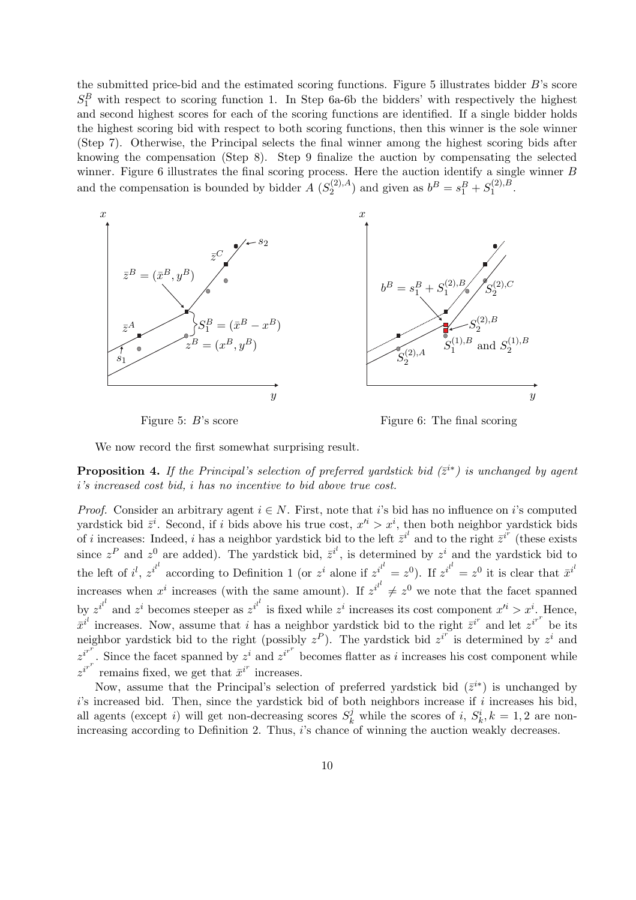the submitted price-bid and the estimated scoring functions. Figure 5 illustrates bidder $B$'s score $S_1^B$ with respect to scoring function 1. In Step 6a-6b the bidders' with respectively the highest and second highest scores for each of the scoring functions are identified. If a single bidder holds the highest scoring bid with respect to both scoring functions, then this winner is the sole winner (Step 7). Otherwise, the Principal selects the final winner among the highest scoring bids after knowing the compensation (Step 8). Step 9 finalize the auction by compensating the selected winner. Figure 6 illustrates the final scoring process. Here the auction identify a single winner $B$ and the compensation is bounded by bidder $A$ ($S_2^{(2),A}$) and given as $b^B = s_1^B + S_1^{(2),B}$.

Figure 5: $B$'s score

Figure 6: The final scoring

We now record the first somewhat surprising result.

**Proposition 4.** *If the Principal's selection of preferred yardstick bid ($\bar{z}^{i*}$) is unchanged by agent $i$'s increased cost bid, $i$ has no incentive to bid above true cost.*

*Proof.* Consider an arbitrary agent $i \in N$. First, note that $i$'s bid has no influence on $i$'s computed yardstick bid $\bar{z}^i$. Second, if $i$ bids above his true cost, $x'^i > x^i$, then both neighbor yardstick bids of $i$ increases: Indeed, $i$ has a neighbor yardstick bid to the left $\bar{z}^{i^l}$ and to the right $\bar{z}^{i^r}$ (these exists since $z^P$ and $z^0$ are added). The yardstick bid, $\bar{z}^{i^l}$, is determined by $z^i$ and the yardstick bid to the left of $i^l$, $z^{i^{l^l}}$ according to Definition 1 (or $z^i$ alone if $z^{i^{l^l}} = z^0$). If $z^{i^{l^l}} = z^0$ it is clear that $\bar{x}^{i^l}$ increases when $x^i$ increases (with the same amount). If $z^{i^{l^l}} \neq z^0$ we note that the facet spanned by $z^{i^{l^l}}$ and $z^i$ becomes steeper as $z^{i^{l^l}}$ is fixed while $z^i$ increases its cost component $x'^i > x^i$. Hence, $\bar{x}^{i^l}$ increases. Now, assume that $i$ has a neighbor yardstick bid to the right $\bar{z}^{i^r}$ and let $z^{i^{r^r}}$ be its neighbor yardstick bid to the right (possibly $z^P$). The yardstick bid $z^{i^r}$ is determined by $z^i$ and $z^{i^{r^r}}$. Since the facet spanned by $z^i$ and $z^{i^{r^r}}$ becomes flatter as $i$ increases his cost component while $z^{i^{r^r}}$ remains fixed, we get that $\bar{x}^{i^r}$ increases.

Now, assume that the Principal's selection of preferred yardstick bid ($\bar{z}^{i*}$) is unchanged by $i$'s increased bid. Then, since the yardstick bid of both neighbors increase if $i$ increases his bid, all agents (except $i$) will get non-decreasing scores $S_k^j$ while the scores of $i$, $S_k^i, k = 1, 2$ are non-increasing according to Definition 2. Thus, $i$'s chance of winning the auction weakly decreases.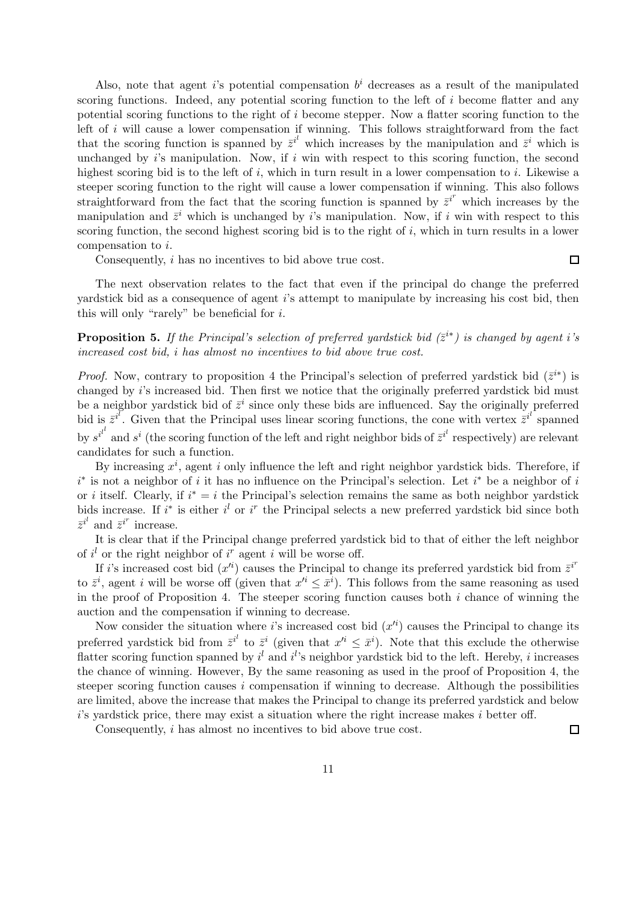Also, note that agent $i$'s potential compensation $b^i$ decreases as a result of the manipulated scoring functions. Indeed, any potential scoring function to the left of $i$ become flatter and any potential scoring functions to the right of $i$ become stepper. Now a flatter scoring function to the left of $i$ will cause a lower compensation if winning. This follows straightforward from the fact that the scoring function is spanned by $\bar{z}^{i^l}$ which increases by the manipulation and $\bar{z}^i$ which is unchanged by $i$'s manipulation. Now, if $i$ win with respect to this scoring function, the second highest scoring bid is to the left of $i$, which in turn result in a lower compensation to $i$. Likewise a steeper scoring function to the right will cause a lower compensation if winning. This also follows straightforward from the fact that the scoring function is spanned by $\bar{z}^{i^r}$ which increases by the manipulation and $\bar{z}^i$ which is unchanged by $i$'s manipulation. Now, if $i$ win with respect to this scoring function, the second highest scoring bid is to the right of $i$, which in turn results in a lower compensation to $i$.

Consequently, $i$ has no incentives to bid above true cost. $\square$

The next observation relates to the fact that even if the principal do change the preferred yardstick bid as a consequence of agent $i$'s attempt to manipulate by increasing his cost bid, then this will only "rarely" be beneficial for $i$.

**Proposition 5.** *If the Principal's selection of preferred yardstick bid ($\bar{z}^{i*}$) is changed by agent $i$'s increased cost bid, $i$ has almost no incentives to bid above true cost.*

*Proof.* Now, contrary to proposition 4 the Principal's selection of preferred yardstick bid ($\bar{z}^{i*}$) is changed by $i$'s increased bid. Then first we notice that the originally preferred yardstick bid must be a neighbor yardstick bid of $\bar{z}^i$ since only these bids are influenced. Say the originally preferred bid is $\bar{z}^{i^l}$. Given that the Principal uses linear scoring functions, the cone with vertex $\bar{z}^{i^l}$ spanned by $s^{i^{l^l}}$ and $s^i$ (the scoring function of the left and right neighbor bids of $\bar{z}^{i^l}$ respectively) are relevant candidates for such a function.

By increasing $x^i$, agent $i$ only influence the left and right neighbor yardstick bids. Therefore, if $i^*$ is not a neighbor of $i$ it has no influence on the Principal's selection. Let $i^*$ be a neighbor of $i$ or $i$ itself. Clearly, if $i^* = i$ the Principal's selection remains the same as both neighbor yardstick bids increase. If $i^*$ is either $i^l$ or $i^r$ the Principal selects a new preferred yardstick bid since both $\bar{z}^{i^l}$ and $\bar{z}^{i^r}$ increase.

It is clear that if the Principal change preferred yardstick bid to that of either the left neighbor of $i^l$ or the right neighbor of $i^r$ agent $i$ will be worse off.

If $i$'s increased cost bid ($x'^i$) causes the Principal to change its preferred yardstick bid from $\bar{z}^{i^r}$ to $\bar{z}^i$, agent $i$ will be worse off (given that $x'^i \leq \bar{x}^i$). This follows from the same reasoning as used in the proof of Proposition 4. The steeper scoring function causes both $i$ chance of winning the auction and the compensation if winning to decrease.

Now consider the situation where $i$'s increased cost bid ($x'^i$) causes the Principal to change its preferred yardstick bid from $\bar{z}^{i^l}$ to $\bar{z}^i$ (given that $x'^i \leq \bar{x}^i$). Note that this exclude the otherwise flatter scoring function spanned by $i^l$ and $i^l$'s neighbor yardstick bid to the left. Hereby, $i$ increases the chance of winning. However, By the same reasoning as used in the proof of Proposition 4, the steeper scoring function causes $i$ compensation if winning to decrease. Although the possibilities are limited, above the increase that makes the Principal to change its preferred yardstick and below $i$'s yardstick price, there may exist a situation where the right increase makes $i$ better off.

Consequently, $i$ has almost no incentives to bid above true cost. $\square$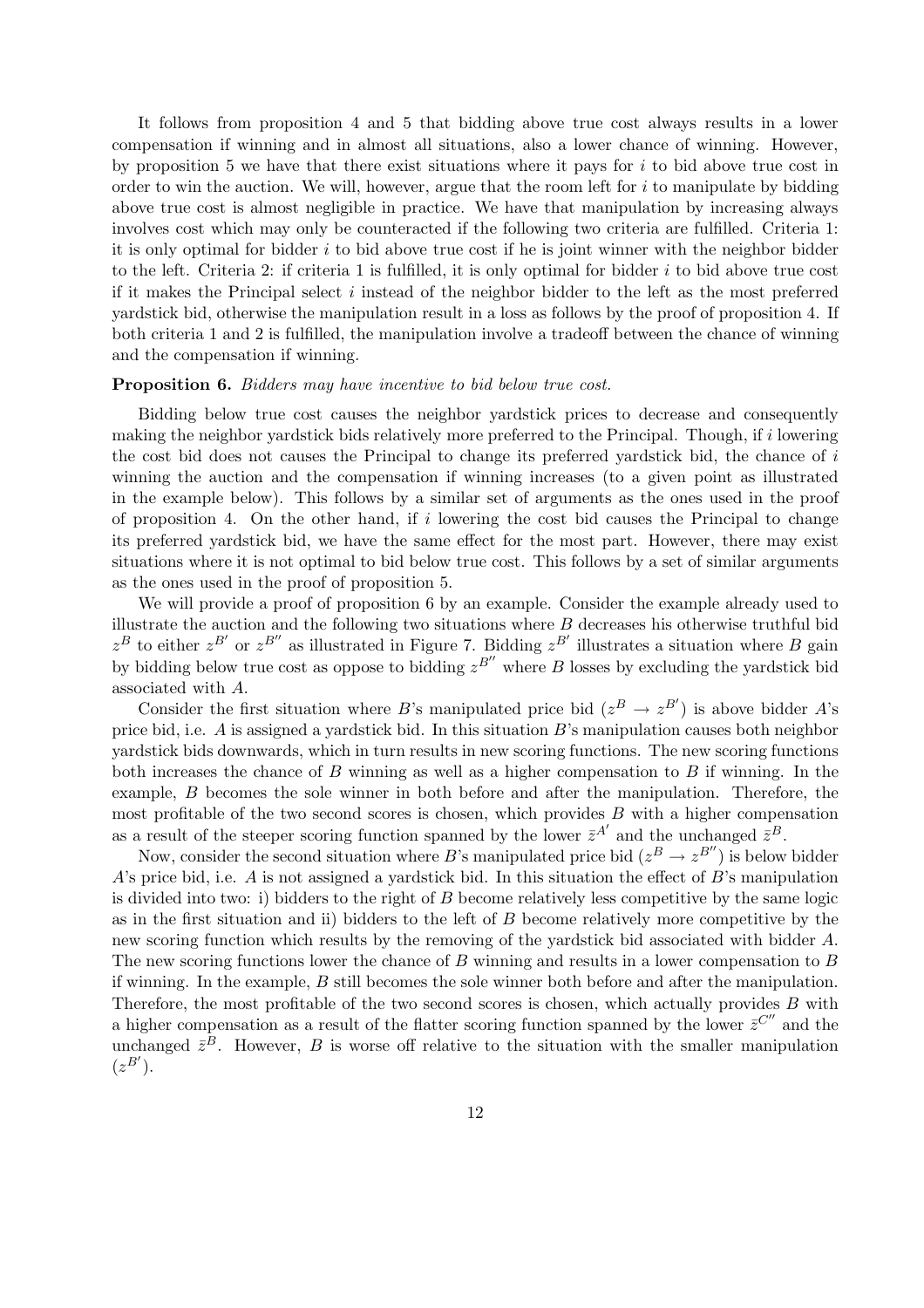It follows from proposition 4 and 5 that bidding above true cost always results in a lower compensation if winning and in almost all situations, also a lower chance of winning. However, by proposition 5 we have that there exist situations where it pays for $i$ to bid above true cost in order to win the auction. We will, however, argue that the room left for $i$ to manipulate by bidding above true cost is almost negligible in practice. We have that manipulation by increasing always involves cost which may only be counteracted if the following two criteria are fulfilled. Criteria 1: it is only optimal for bidder $i$ to bid above true cost if he is joint winner with the neighbor bidder to the left. Criteria 2: if criteria 1 is fulfilled, it is only optimal for bidder $i$ to bid above true cost if it makes the Principal select $i$ instead of the neighbor bidder to the left as the most preferred yardstick bid, otherwise the manipulation result in a loss as follows by the proof of proposition 4. If both criteria 1 and 2 is fulfilled, the manipulation involve a tradeoff between the chance of winning and the compensation if winning.

**Proposition 6.** *Bidders may have incentive to bid below true cost.*

Bidding below true cost causes the neighbor yardstick prices to decrease and consequently making the neighbor yardstick bids relatively more preferred to the Principal. Though, if $i$ lowering the cost bid does not causes the Principal to change its preferred yardstick bid, the chance of $i$ winning the auction and the compensation if winning increases (to a given point as illustrated in the example below). This follows by a similar set of arguments as the ones used in the proof of proposition 4. On the other hand, if $i$ lowering the cost bid causes the Principal to change its preferred yardstick bid, we have the same effect for the most part. However, there may exist situations where it is not optimal to bid below true cost. This follows by a set of similar arguments as the ones used in the proof of proposition 5.

We will provide a proof of proposition 6 by an example. Consider the example already used to illustrate the auction and the following two situations where $B$ decreases his otherwise truthful bid $z^B$ to either $z^{B'}$ or $z^{B''}$ as illustrated in Figure 7. Bidding $z^{B'}$ illustrates a situation where $B$ gain by bidding below true cost as oppose to bidding $z^{B''}$ where $B$ losses by excluding the yardstick bid associated with $A$.

Consider the first situation where $B$'s manipulated price bid ($z^B \rightarrow z^{B'}$) is above bidder $A$'s price bid, i.e. $A$ is assigned a yardstick bid. In this situation $B$'s manipulation causes both neighbor yardstick bids downwards, which in turn results in new scoring functions. The new scoring functions both increases the chance of $B$ winning as well as a higher compensation to $B$ if winning. In the example, $B$ becomes the sole winner in both before and after the manipulation. Therefore, the most profitable of the two second scores is chosen, which provides $B$ with a higher compensation as a result of the steeper scoring function spanned by the lower $\bar{z}^{A'}$ and the unchanged $\bar{z}^B$.

Now, consider the second situation where $B$'s manipulated price bid ($z^B \rightarrow z^{B''}$) is below bidder $A$'s price bid, i.e. $A$ is not assigned a yardstick bid. In this situation the effect of $B$'s manipulation is divided into two: i) bidders to the right of $B$ become relatively less competitive by the same logic as in the first situation and ii) bidders to the left of $B$ become relatively more competitive by the new scoring function which results by the removing of the yardstick bid associated with bidder $A$. The new scoring functions lower the chance of $B$ winning and results in a lower compensation to $B$ if winning. In the example, $B$ still becomes the sole winner both before and after the manipulation. Therefore, the most profitable of the two second scores is chosen, which actually provides $B$ with a higher compensation as a result of the flatter scoring function spanned by the lower $\bar{z}^{C''}$ and the unchanged $\bar{z}^B$. However, $B$ is worse off relative to the situation with the smaller manipulation ($z^{B'}$).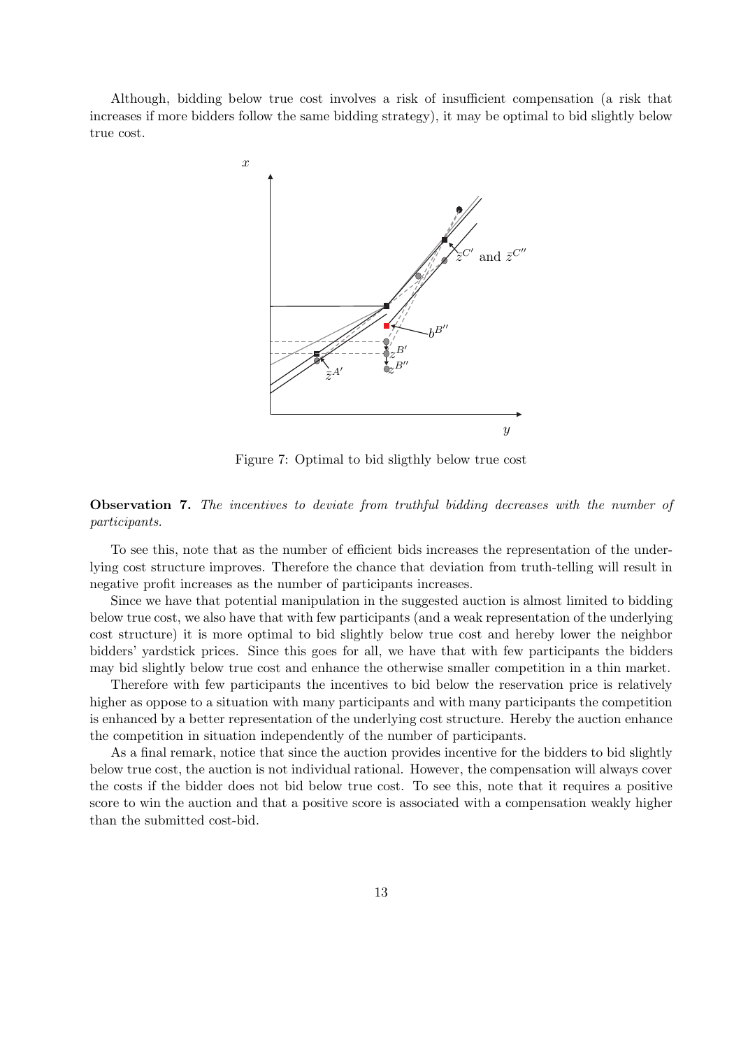Although, bidding below true cost involves a risk of insufficient compensation (a risk that increases if more bidders follow the same bidding strategy), it may be optimal to bid slightly below true cost.

Figure 7: Optimal to bid sligthly below true cost

**Observation 7.** *The incentives to deviate from truthful bidding decreases with the number of participants.*

To see this, note that as the number of efficient bids increases the representation of the underlying cost structure improves. Therefore the chance that deviation from truth-telling will result in negative profit increases as the number of participants increases.

Since we have that potential manipulation in the suggested auction is almost limited to bidding below true cost, we also have that with few participants (and a weak representation of the underlying cost structure) it is more optimal to bid slightly below true cost and hereby lower the neighbor bidders' yardstick prices. Since this goes for all, we have that with few participants the bidders may bid slightly below true cost and enhance the otherwise smaller competition in a thin market.

Therefore with few participants the incentives to bid below the reservation price is relatively higher as oppose to a situation with many participants and with many participants the competition is enhanced by a better representation of the underlying cost structure. Hereby the auction enhance the competition in situation independently of the number of participants.

As a final remark, notice that since the auction provides incentive for the bidders to bid slightly below true cost, the auction is not individual rational. However, the compensation will always cover the costs if the bidder does not bid below true cost. To see this, note that it requires a positive score to win the auction and that a positive score is associated with a compensation weakly higher than the submitted cost-bid.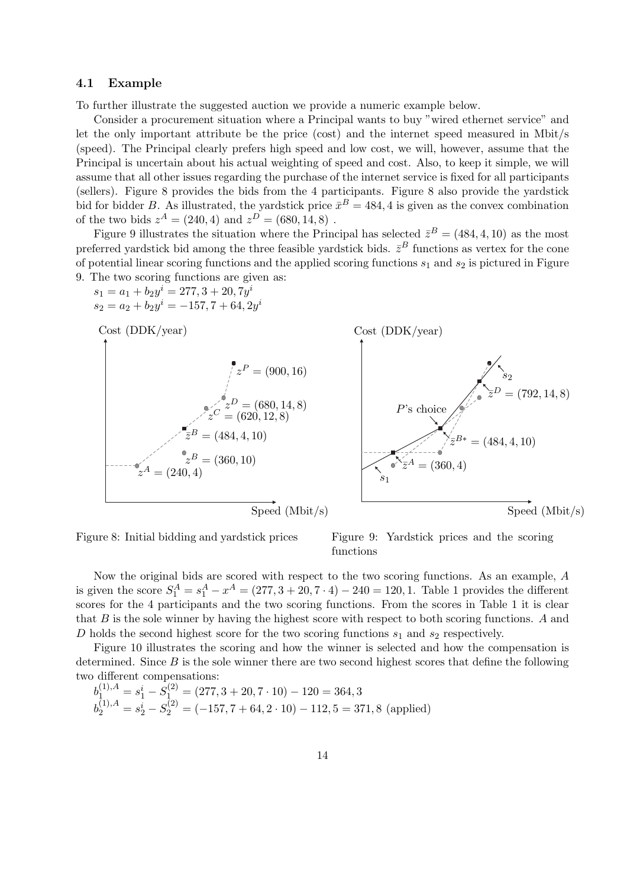### 4.1 Example

To further illustrate the suggested auction we provide a numeric example below.

Consider a procurement situation where a Principal wants to buy "wired ethernet service" and let the only important attribute be the price (cost) and the internet speed measured in Mbit/s (speed). The Principal clearly prefers high speed and low cost, we will, however, assume that the Principal is uncertain about his actual weighting of speed and cost. Also, to keep it simple, we will assume that all other issues regarding the purchase of the internet service is fixed for all participants (sellers). Figure 8 provides the bids from the 4 participants. Figure 8 also provide the yardstick bid for bidder $B$. As illustrated, the yardstick price $\bar{x}^B = 484,4$ is given as the convex combination of the two bids $z^A = (240,4)$ and $z^D = (680,14,8)$ .

Figure 9 illustrates the situation where the Principal has selected $\bar{z}^B = (484,4,10)$ as the most preferred yardstick bid among the three feasible yardstick bids. $\bar{z}^B$ functions as vertex for the cone of potential linear scoring functions and the applied scoring functions $s_1$ and $s_2$ is pictured in Figure 9. The two scoring functions are given as:

$s_1 = a_1 + b_2 y^i = 277,3 + 20,7y^i$
$s_2 = a_2 + b_2 y^i = -157,7 + 64,2y^i$

Figure 8: Initial bidding and yardstick prices

Figure 9: Yardstick prices and the scoring functions

Now the original bids are scored with respect to the two scoring functions. As an example, $A$ is given the score $S_1^A = s_1^A - x^A = (277,3 + 20,7 \cdot 4) - 240 = 120,1$. Table 1 provides the different scores for the 4 participants and the two scoring functions. From the scores in Table 1 it is clear that $B$ is the sole winner by having the highest score with respect to both scoring functions. $A$ and $D$ holds the second highest score for the two scoring functions $s_1$ and $s_2$ respectively.

Figure 10 illustrates the scoring and how the winner is selected and how the compensation is determined. Since $B$ is the sole winner there are two second highest scores that define the following two different compensations:

$b_1^{(1),A} = s_1^i - S_1^{(2)} = (277,3 + 20,7 \cdot 10) - 120 = 364,3$
$b_2^{(1),A} = s_2^i - S_2^{(2)} = (-157,7 + 64,2 \cdot 10) - 112,5 = 371,8$ (applied)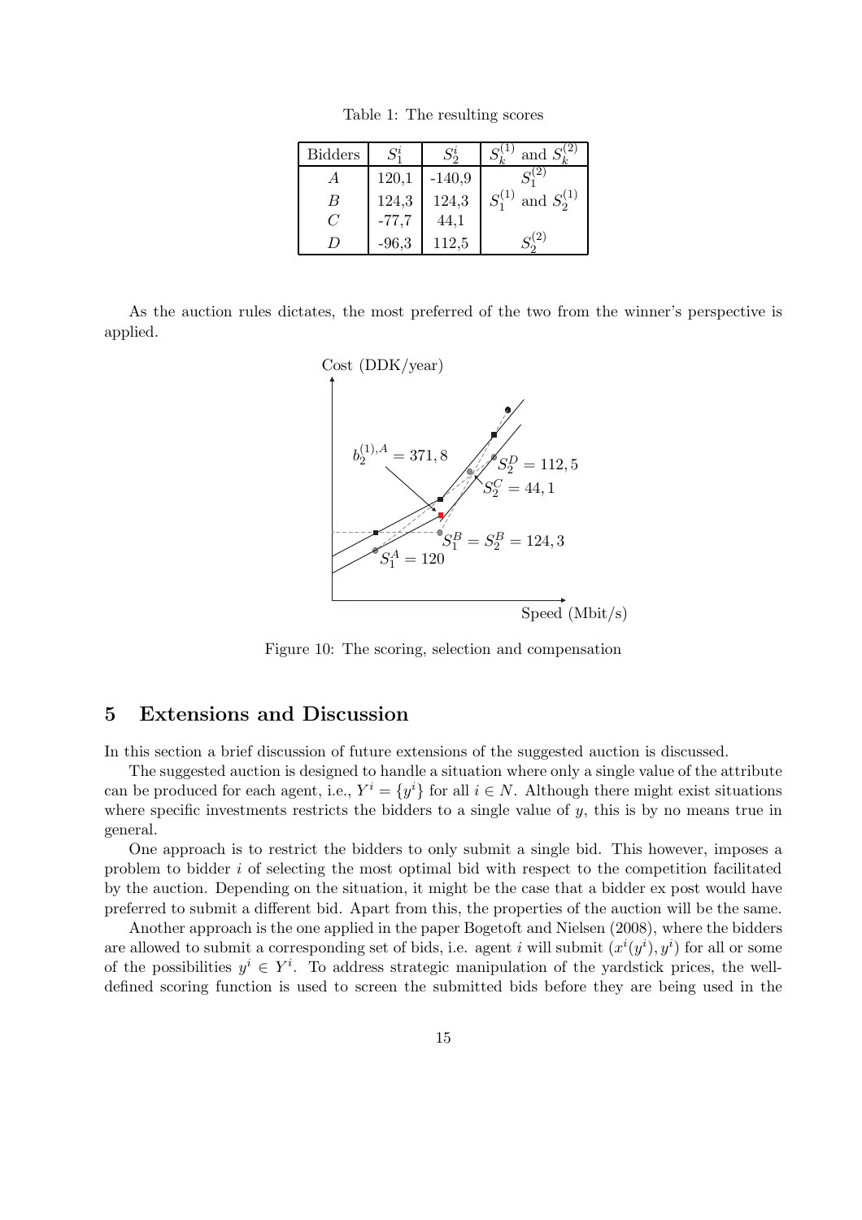Table 1: The resulting scores

| Bidders | $S_1^i$ | $S_2^i$ | $S_k^{(1)}$ and $S_k^{(2)}$ |
|---|---|---|---|
| $A$ | 120,1 | -140,9 | $S_1^{(2)}$ |
| $B$ | 124,3 | 124,3 | $S_1^{(1)}$ and $S_2^{(1)}$ |
| $C$ | -77,7 | 44,1 | |
| $D$ | -96,3 | 112,5 | $S_2^{(2)}$ |

As the auction rules dictates, the most preferred of the two from the winner's perspective is applied.

Figure 10: The scoring, selection and compensation

## 5 Extensions and Discussion

In this section a brief discussion of future extensions of the suggested auction is discussed.

The suggested auction is designed to handle a situation where only a single value of the attribute can be produced for each agent, i.e., $Y^i = \{y^i\}$ for all $i \in N$. Although there might exist situations where specific investments restricts the bidders to a single value of $y$, this is by no means true in general.

One approach is to restrict the bidders to only submit a single bid. This however, imposes a problem to bidder $i$ of selecting the most optimal bid with respect to the competition facilitated by the auction. Depending on the situation, it might be the case that a bidder ex post would have preferred to submit a different bid. Apart from this, the properties of the auction will be the same.

Another approach is the one applied in the paper Bogetoft and Nielsen (2008), where the bidders are allowed to submit a corresponding set of bids, i.e. agent $i$ will submit $(x^i(y^i), y^i)$ for all or some of the possibilities $y^i \in Y^i$. To address strategic manipulation of the yardstick prices, the well-defined scoring function is used to screen the submitted bids before they are being used in the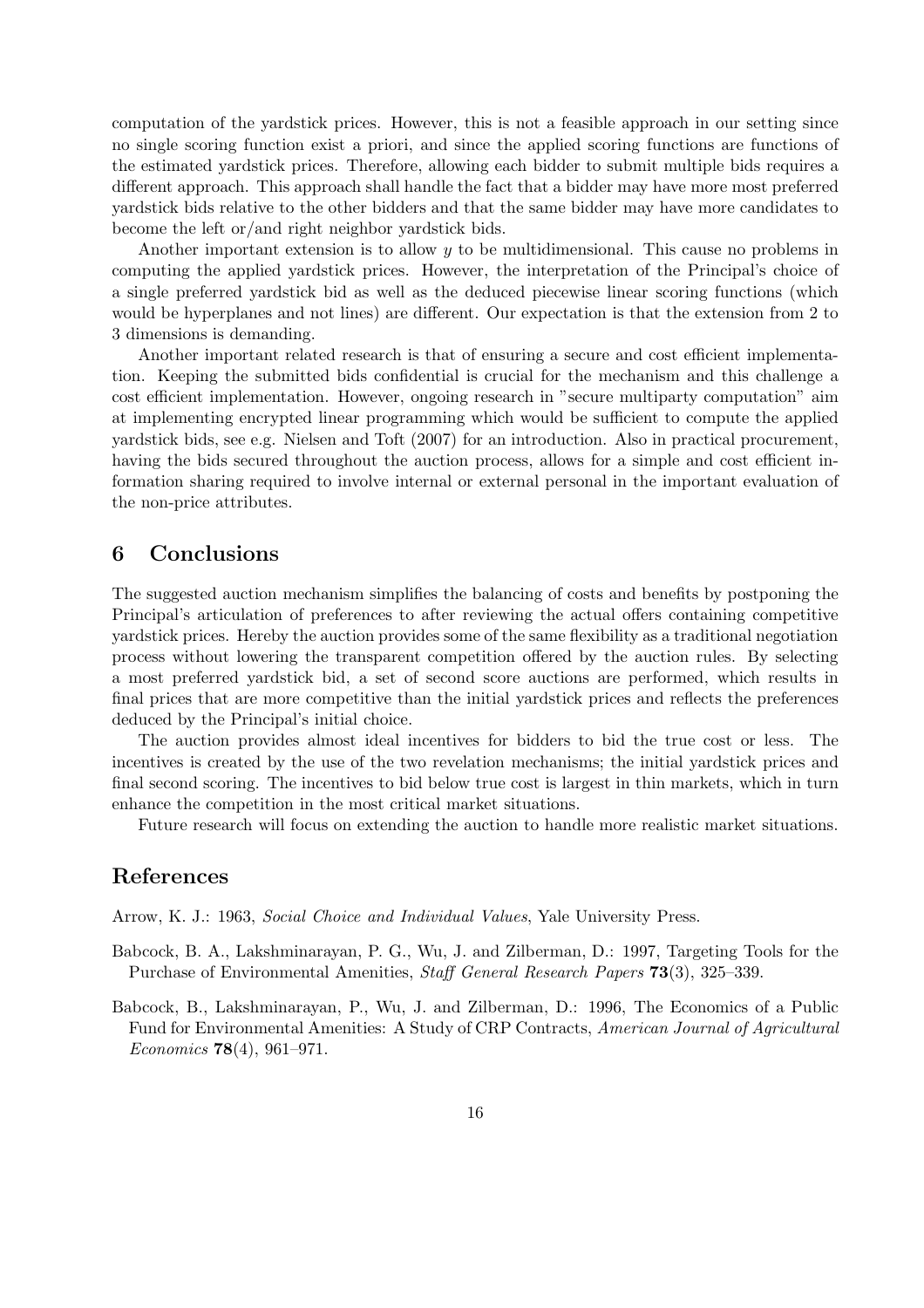computation of the yardstick prices. However, this is not a feasible approach in our setting since no single scoring function exist a priori, and since the applied scoring functions are functions of the estimated yardstick prices. Therefore, allowing each bidder to submit multiple bids requires a different approach. This approach shall handle the fact that a bidder may have more most preferred yardstick bids relative to the other bidders and that the same bidder may have more candidates to become the left or/and right neighbor yardstick bids.

Another important extension is to allow $y$ to be multidimensional. This cause no problems in computing the applied yardstick prices. However, the interpretation of the Principal's choice of a single preferred yardstick bid as well as the deduced piecewise linear scoring functions (which would be hyperplanes and not lines) are different. Our expectation is that the extension from 2 to 3 dimensions is demanding.

Another important related research is that of ensuring a secure and cost efficient implementation. Keeping the submitted bids confidential is crucial for the mechanism and this challenge a cost efficient implementation. However, ongoing research in "secure multiparty computation" aim at implementing encrypted linear programming which would be sufficient to compute the applied yardstick bids, see e.g. Nielsen and Toft (2007) for an introduction. Also in practical procurement, having the bids secured throughout the auction process, allows for a simple and cost efficient information sharing required to involve internal or external personal in the important evaluation of the non-price attributes.

## 6 Conclusions

The suggested auction mechanism simplifies the balancing of costs and benefits by postponing the Principal's articulation of preferences to after reviewing the actual offers containing competitive yardstick prices. Hereby the auction provides some of the same flexibility as a traditional negotiation process without lowering the transparent competition offered by the auction rules. By selecting a most preferred yardstick bid, a set of second score auctions are performed, which results in final prices that are more competitive than the initial yardstick prices and reflects the preferences deduced by the Principal's initial choice.

The auction provides almost ideal incentives for bidders to bid the true cost or less. The incentives is created by the use of the two revelation mechanisms; the initial yardstick prices and final second scoring. The incentives to bid below true cost is largest in thin markets, which in turn enhance the competition in the most critical market situations.

Future research will focus on extending the auction to handle more realistic market situations.

## References

Arrow, K. J.: 1963, *Social Choice and Individual Values*, Yale University Press.

Babcock, B. A., Lakshminarayan, P. G., Wu, J. and Zilberman, D.: 1997, Targeting Tools for the Purchase of Environmental Amenities, *Staff General Research Papers* **73**(3), 325–339.

Babcock, B., Lakshminarayan, P., Wu, J. and Zilberman, D.: 1996, The Economics of a Public Fund for Environmental Amenities: A Study of CRP Contracts, *American Journal of Agricultural Economics* **78**(4), 961–971.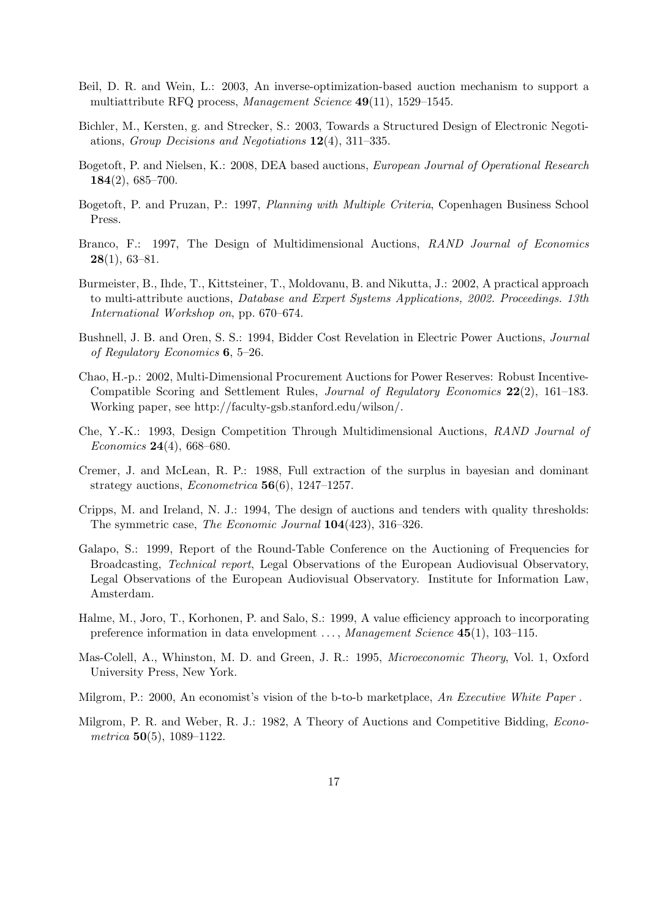Beil, D. R. and Wein, L.: 2003, An inverse-optimization-based auction mechanism to support a multiattribute RFQ process, *Management Science* **49**(11), 1529–1545.

Bichler, M., Kersten, g. and Strecker, S.: 2003, Towards a Structured Design of Electronic Negotiations, *Group Decisions and Negotiations* **12**(4), 311–335.

Bogetoft, P. and Nielsen, K.: 2008, DEA based auctions, *European Journal of Operational Research* **184**(2), 685–700.

Bogetoft, P. and Pruzan, P.: 1997, *Planning with Multiple Criteria*, Copenhagen Business School Press.

Branco, F.: 1997, The Design of Multidimensional Auctions, *RAND Journal of Economics* **28**(1), 63–81.

Burmeister, B., Ihde, T., Kittsteiner, T., Moldovanu, B. and Nikutta, J.: 2002, A practical approach to multi-attribute auctions, *Database and Expert Systems Applications, 2002. Proceedings. 13th International Workshop on*, pp. 670–674.

Bushnell, J. B. and Oren, S. S.: 1994, Bidder Cost Revelation in Electric Power Auctions, *Journal of Regulatory Economics* **6**, 5–26.

Chao, H.-p.: 2002, Multi-Dimensional Procurement Auctions for Power Reserves: Robust Incentive-Compatible Scoring and Settlement Rules, *Journal of Regulatory Economics* **22**(2), 161–183. Working paper, see http://faculty-gsb.stanford.edu/wilson/.

Che, Y.-K.: 1993, Design Competition Through Multidimensional Auctions, *RAND Journal of Economics* **24**(4), 668–680.

Cremer, J. and McLean, R. P.: 1988, Full extraction of the surplus in bayesian and dominant strategy auctions, *Econometrica* **56**(6), 1247–1257.

Cripps, M. and Ireland, N. J.: 1994, The design of auctions and tenders with quality thresholds: The symmetric case, *The Economic Journal* **104**(423), 316–326.

Galapo, S.: 1999, Report of the Round-Table Conference on the Auctioning of Frequencies for Broadcasting, *Technical report*, Legal Observations of the European Audiovisual Observatory, Legal Observations of the European Audiovisual Observatory. Institute for Information Law, Amsterdam.

Halme, M., Joro, T., Korhonen, P. and Salo, S.: 1999, A value efficiency approach to incorporating preference information in data envelopment ..., *Management Science* **45**(1), 103–115.

Mas-Colell, A., Whinston, M. D. and Green, J. R.: 1995, *Microeconomic Theory*, Vol. 1, Oxford University Press, New York.

Milgrom, P.: 2000, An economist's vision of the b-to-b marketplace, *An Executive White Paper* .

Milgrom, P. R. and Weber, R. J.: 1982, A Theory of Auctions and Competitive Bidding, *Econometrica* **50**(5), 1089–1122.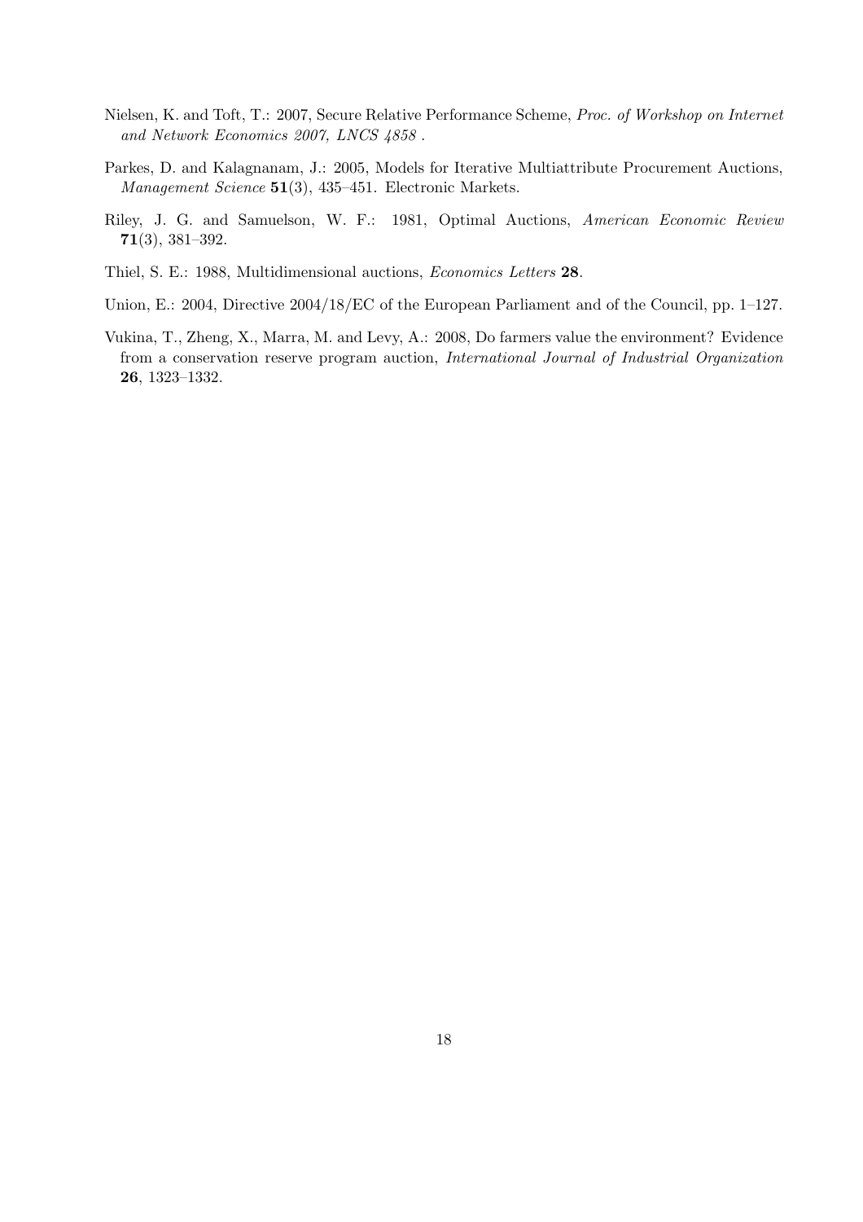Nielsen, K. and Toft, T.: 2007, Secure Relative Performance Scheme, *Proc. of Workshop on Internet and Network Economics 2007, LNCS 4858* .

Parkes, D. and Kalagnanam, J.: 2005, Models for Iterative Multiattribute Procurement Auctions, *Management Science* **51**(3), 435–451. Electronic Markets.

Riley, J. G. and Samuelson, W. F.: 1981, Optimal Auctions, *American Economic Review* **71**(3), 381–392.

Thiel, S. E.: 1988, Multidimensional auctions, *Economics Letters* **28**.

Union, E.: 2004, Directive 2004/18/EC of the European Parliament and of the Council, pp. 1–127.

Vukina, T., Zheng, X., Marra, M. and Levy, A.: 2008, Do farmers value the environment? Evidence from a conservation reserve program auction, *International Journal of Industrial Organization* **26**, 1323–1332.